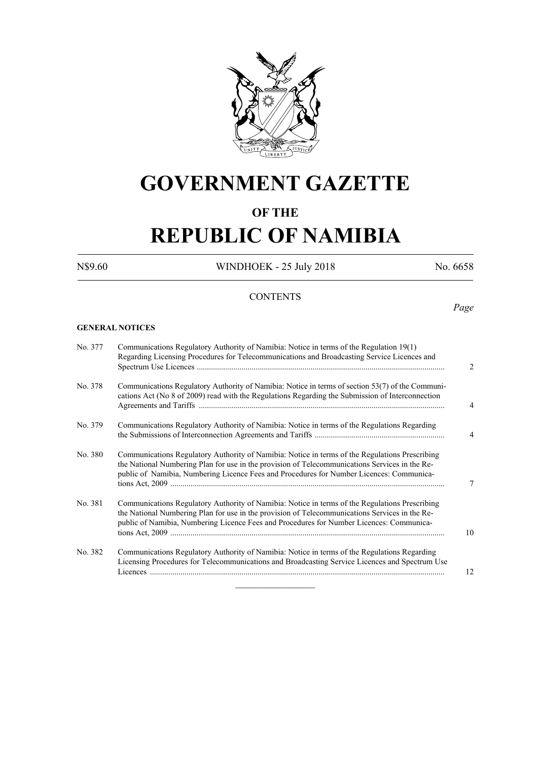# GOVERNMENT GAZETTE

## OF THE

# REPUBLIC OF NAMIBIA

N$9.60 WINDHOEK - 25 July 2018 No. 6658

## CONTENTS

*Page*

**GENERAL NOTICES**

| | | |
|---|---|---|
| No. 377 | Communications Regulatory Authority of Namibia: Notice in terms of the Regulation 19(1) Regarding Licensing Procedures for Telecommunications and Broadcasting Service Licences and Spectrum Use Licences | 2 |
| No. 378 | Communications Regulatory Authority of Namibia: Notice in terms of section 53(7) of the Communications Act (No 8 of 2009) read with the Regulations Regarding the Submission of Interconnection Agreements and Tariffs | 4 |
| No. 379 | Communications Regulatory Authority of Namibia: Notice in terms of the Regulations Regarding the Submissions of Interconnection Agreements and Tariffs | 4 |
| No. 380 | Communications Regulatory Authority of Namibia: Notice in terms of the Regulations Prescribing the National Numbering Plan for use in the provision of Telecommunications Services in the Republic of Namibia, Numbering Licence Fees and Procedures for Number Licences: Communications Act, 2009 | 7 |
| No. 381 | Communications Regulatory Authority of Namibia: Notice in terms of the Regulations Prescribing the National Numbering Plan for use in the provision of Telecommunications Services in the Republic of Namibia, Numbering Licence Fees and Procedures for Number Licences: Communications Act, 2009 | 10 |
| No. 382 | Communications Regulatory Authority of Namibia: Notice in terms of the Regulations Regarding Licensing Procedures for Telecommunications and Broadcasting Service Licences and Spectrum Use Licences | 12 |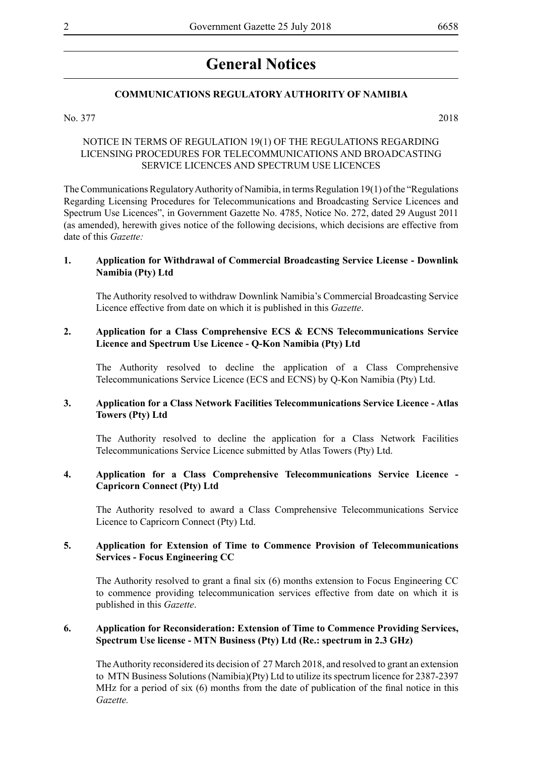# General Notices

**COMMUNICATIONS REGULATORY AUTHORITY OF NAMIBIA**

No. 377 2018

NOTICE IN TERMS OF REGULATION 19(1) OF THE REGULATIONS REGARDING LICENSING PROCEDURES FOR TELECOMMUNICATIONS AND BROADCASTING SERVICE LICENCES AND SPECTRUM USE LICENCES

The Communications Regulatory Authority of Namibia, in terms Regulation 19(1) of the "Regulations Regarding Licensing Procedures for Telecommunications and Broadcasting Service Licences and Spectrum Use Licences", in Government Gazette No. 4785, Notice No. 272, dated 29 August 2011 (as amended), herewith gives notice of the following decisions, which decisions are effective from date of this *Gazette:*

**1. Application for Withdrawal of Commercial Broadcasting Service License - Downlink Namibia (Pty) Ltd**

The Authority resolved to withdraw Downlink Namibia's Commercial Broadcasting Service Licence effective from date on which it is published in this *Gazette*.

**2. Application for a Class Comprehensive ECS & ECNS Telecommunications Service Licence and Spectrum Use Licence - Q-Kon Namibia (Pty) Ltd**

The Authority resolved to decline the application of a Class Comprehensive Telecommunications Service Licence (ECS and ECNS) by Q-Kon Namibia (Pty) Ltd.

**3. Application for a Class Network Facilities Telecommunications Service Licence - Atlas Towers (Pty) Ltd**

The Authority resolved to decline the application for a Class Network Facilities Telecommunications Service Licence submitted by Atlas Towers (Pty) Ltd.

**4. Application for a Class Comprehensive Telecommunications Service Licence - Capricorn Connect (Pty) Ltd**

The Authority resolved to award a Class Comprehensive Telecommunications Service Licence to Capricorn Connect (Pty) Ltd.

**5. Application for Extension of Time to Commence Provision of Telecommunications Services - Focus Engineering CC**

The Authority resolved to grant a final six (6) months extension to Focus Engineering CC to commence providing telecommunication services effective from date on which it is published in this *Gazette*.

**6. Application for Reconsideration: Extension of Time to Commence Providing Services, Spectrum Use license - MTN Business (Pty) Ltd (Re.: spectrum in 2.3 GHz)**

The Authority reconsidered its decision of 27 March 2018, and resolved to grant an extension to MTN Business Solutions (Namibia)(Pty) Ltd to utilize its spectrum licence for 2387-2397 MHz for a period of six (6) months from the date of publication of the final notice in this *Gazette.*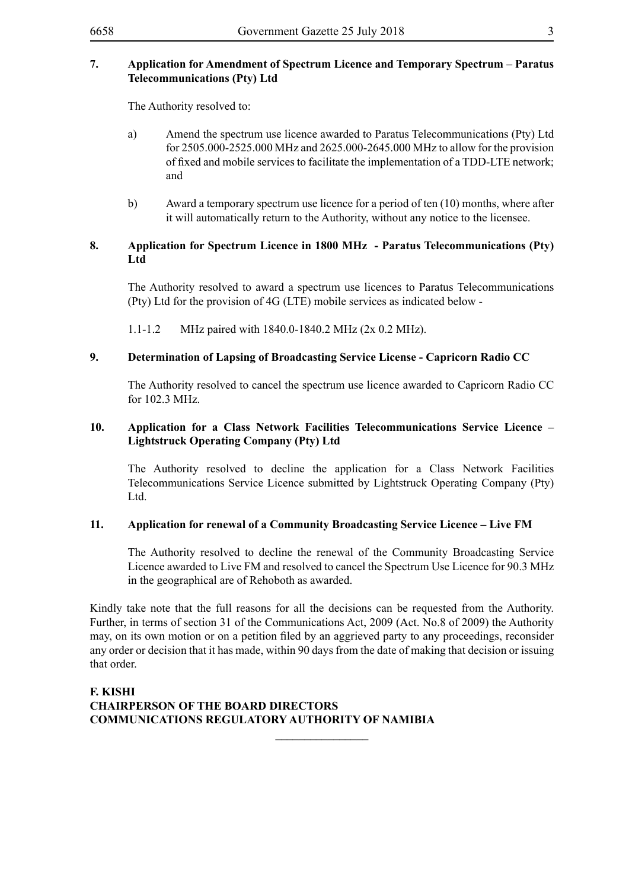**7. Application for Amendment of Spectrum Licence and Temporary Spectrum – Paratus Telecommunications (Pty) Ltd**

The Authority resolved to:

a) Amend the spectrum use licence awarded to Paratus Telecommunications (Pty) Ltd for 2505.000-2525.000 MHz and 2625.000-2645.000 MHz to allow for the provision of fixed and mobile services to facilitate the implementation of a TDD-LTE network; and

b) Award a temporary spectrum use licence for a period of ten (10) months, where after it will automatically return to the Authority, without any notice to the licensee.

**8. Application for Spectrum Licence in 1800 MHz - Paratus Telecommunications (Pty) Ltd**

The Authority resolved to award a spectrum use licences to Paratus Telecommunications (Pty) Ltd for the provision of 4G (LTE) mobile services as indicated below -

1.1-1.2 MHz paired with 1840.0-1840.2 MHz (2x 0.2 MHz).

**9. Determination of Lapsing of Broadcasting Service License - Capricorn Radio CC**

The Authority resolved to cancel the spectrum use licence awarded to Capricorn Radio CC for 102.3 MHz.

**10. Application for a Class Network Facilities Telecommunications Service Licence – Lightstruck Operating Company (Pty) Ltd**

The Authority resolved to decline the application for a Class Network Facilities Telecommunications Service Licence submitted by Lightstruck Operating Company (Pty) Ltd.

**11. Application for renewal of a Community Broadcasting Service Licence – Live FM**

The Authority resolved to decline the renewal of the Community Broadcasting Service Licence awarded to Live FM and resolved to cancel the Spectrum Use Licence for 90.3 MHz in the geographical are of Rehoboth as awarded.

Kindly take note that the full reasons for all the decisions can be requested from the Authority. Further, in terms of section 31 of the Communications Act, 2009 (Act. No.8 of 2009) the Authority may, on its own motion or on a petition filed by an aggrieved party to any proceedings, reconsider any order or decision that it has made, within 90 days from the date of making that decision or issuing that order.

**F. KISHI**
**CHAIRPERSON OF THE BOARD DIRECTORS**
**COMMUNICATIONS REGULATORY AUTHORITY OF NAMIBIA**

________________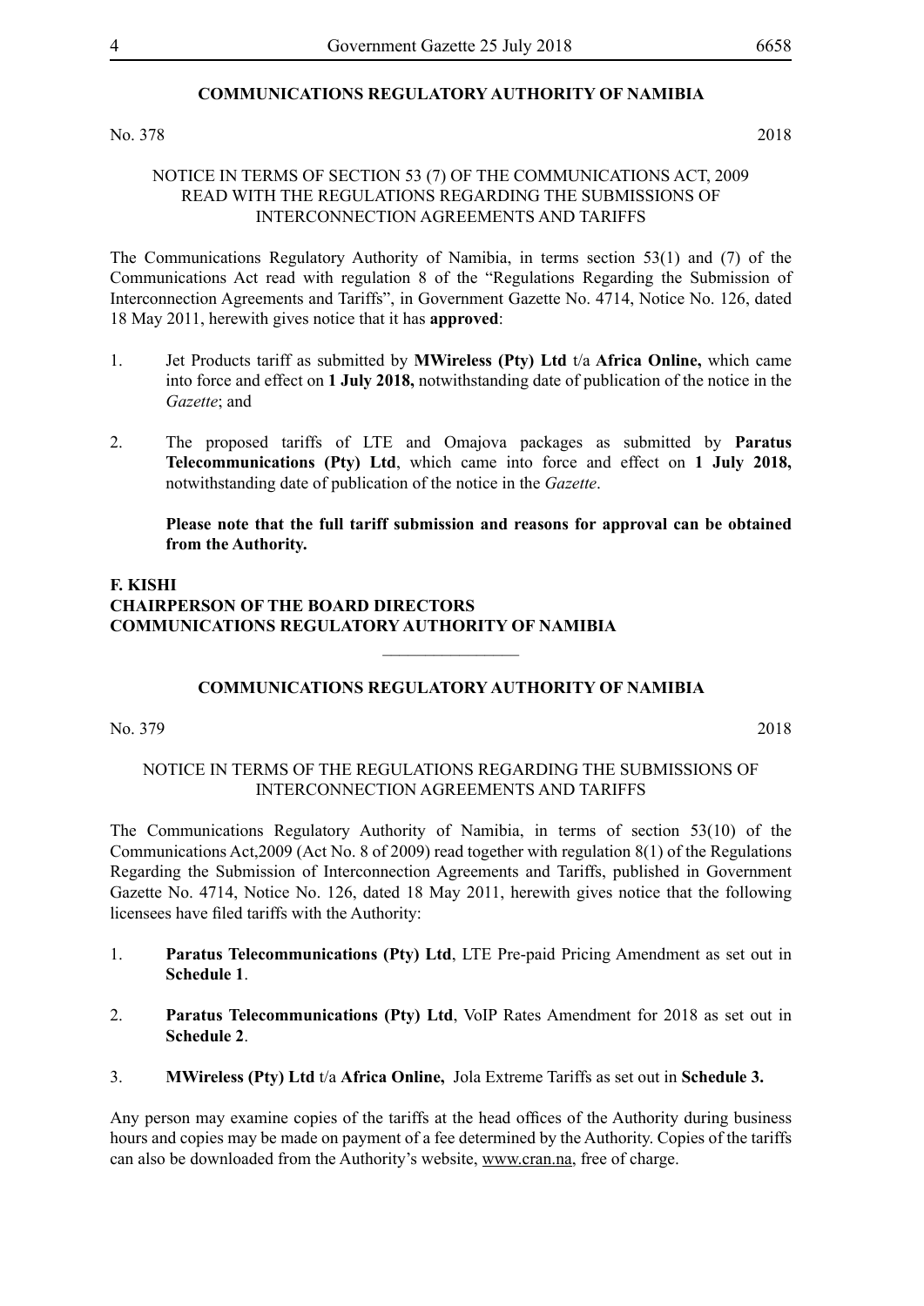## COMMUNICATIONS REGULATORY AUTHORITY OF NAMIBIA

No. 378 2018

NOTICE IN TERMS OF SECTION 53 (7) OF THE COMMUNICATIONS ACT, 2009 READ WITH THE REGULATIONS REGARDING THE SUBMISSIONS OF INTERCONNECTION AGREEMENTS AND TARIFFS

The Communications Regulatory Authority of Namibia, in terms section 53(1) and (7) of the Communications Act read with regulation 8 of the "Regulations Regarding the Submission of Interconnection Agreements and Tariffs", in Government Gazette No. 4714, Notice No. 126, dated 18 May 2011, herewith gives notice that it has **approved**:

1. Jet Products tariff as submitted by **MWireless (Pty) Ltd** t/a **Africa Online,** which came into force and effect on **1 July 2018,** notwithstanding date of publication of the notice in the *Gazette*; and

2. The proposed tariffs of LTE and Omajova packages as submitted by **Paratus Telecommunications (Pty) Ltd**, which came into force and effect on **1 July 2018,** notwithstanding date of publication of the notice in the *Gazette*.

**Please note that the full tariff submission and reasons for approval can be obtained from the Authority.**

**F. KISHI**
**CHAIRPERSON OF THE BOARD DIRECTORS**
**COMMUNICATIONS REGULATORY AUTHORITY OF NAMIBIA**

---

## COMMUNICATIONS REGULATORY AUTHORITY OF NAMIBIA

No. 379 2018

NOTICE IN TERMS OF THE REGULATIONS REGARDING THE SUBMISSIONS OF INTERCONNECTION AGREEMENTS AND TARIFFS

The Communications Regulatory Authority of Namibia, in terms of section 53(10) of the Communications Act,2009 (Act No. 8 of 2009) read together with regulation 8(1) of the Regulations Regarding the Submission of Interconnection Agreements and Tariffs, published in Government Gazette No. 4714, Notice No. 126, dated 18 May 2011, herewith gives notice that the following licensees have filed tariffs with the Authority:

1. **Paratus Telecommunications (Pty) Ltd**, LTE Pre-paid Pricing Amendment as set out in **Schedule 1**.

2. **Paratus Telecommunications (Pty) Ltd**, VoIP Rates Amendment for 2018 as set out in **Schedule 2**.

3. **MWireless (Pty) Ltd** t/a **Africa Online,** Jola Extreme Tariffs as set out in **Schedule 3.**

Any person may examine copies of the tariffs at the head offices of the Authority during business hours and copies may be made on payment of a fee determined by the Authority. Copies of the tariffs can also be downloaded from the Authority's website, www.cran.na, free of charge.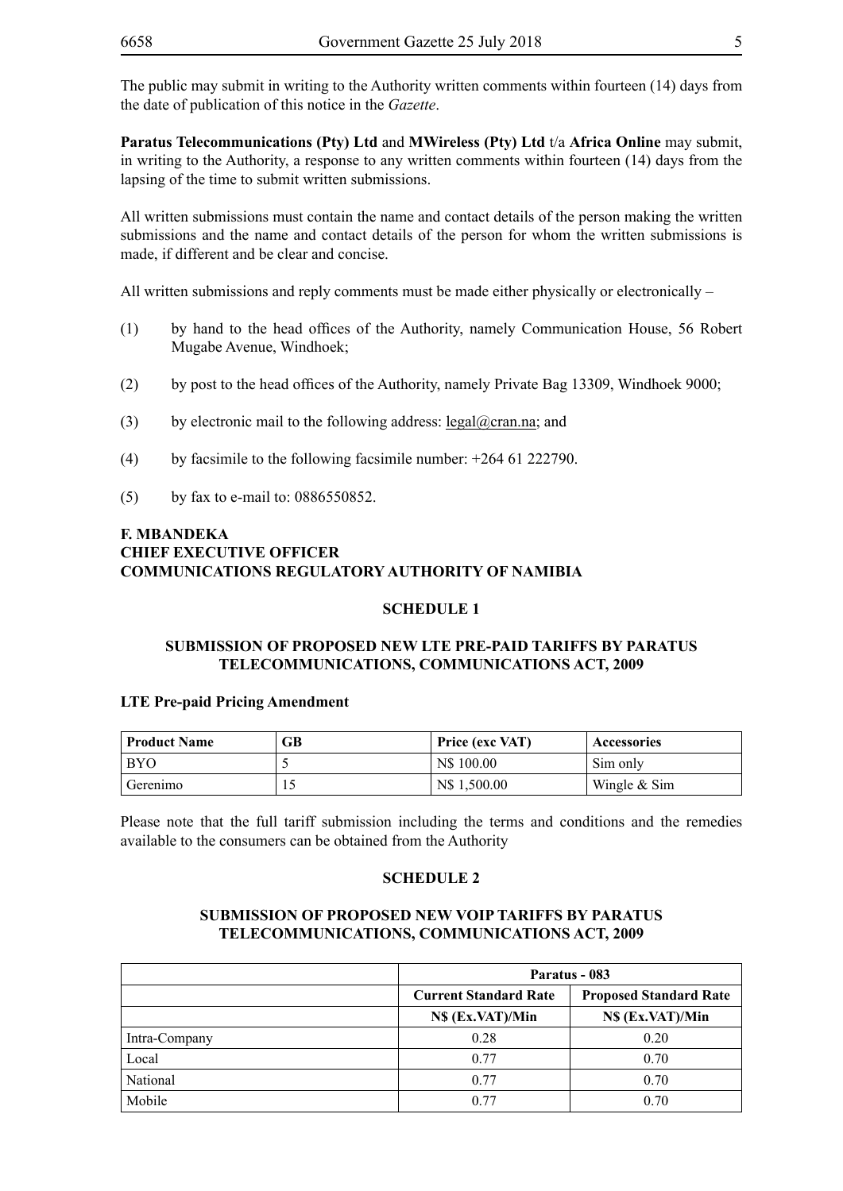The public may submit in writing to the Authority written comments within fourteen (14) days from the date of publication of this notice in the *Gazette*.

**Paratus Telecommunications (Pty) Ltd** and **MWireless (Pty) Ltd** t/a **Africa Online** may submit, in writing to the Authority, a response to any written comments within fourteen (14) days from the lapsing of the time to submit written submissions.

All written submissions must contain the name and contact details of the person making the written submissions and the name and contact details of the person for whom the written submissions is made, if different and be clear and concise.

All written submissions and reply comments must be made either physically or electronically –

(1) by hand to the head offices of the Authority, namely Communication House, 56 Robert Mugabe Avenue, Windhoek;

(2) by post to the head offices of the Authority, namely Private Bag 13309, Windhoek 9000;

(3) by electronic mail to the following address: legal@cran.na; and

(4) by facsimile to the following facsimile number: +264 61 222790.

(5) by fax to e-mail to: 0886550852.

**F. MBANDEKA**
**CHIEF EXECUTIVE OFFICER**
**COMMUNICATIONS REGULATORY AUTHORITY OF NAMIBIA**

## SCHEDULE 1

### SUBMISSION OF PROPOSED NEW LTE PRE-PAID TARIFFS BY PARATUS TELECOMMUNICATIONS, COMMUNICATIONS ACT, 2009

**LTE Pre-paid Pricing Amendment**

| Product Name | GB | Price (exc VAT) | Accessories |
|---|---|---|---|
| BYO | 5 | N$ 100.00 | Sim only |
| Gerenimo | 15 | N$ 1,500.00 | Wingle & Sim |

Please note that the full tariff submission including the terms and conditions and the remedies available to the consumers can be obtained from the Authority

## SCHEDULE 2

### SUBMISSION OF PROPOSED NEW VOIP TARIFFS BY PARATUS TELECOMMUNICATIONS, COMMUNICATIONS ACT, 2009

| | Paratus - 083 | |
|---|---|---|
| | **Current Standard Rate** | **Proposed Standard Rate** |
| | **N$ (Ex.VAT)/Min** | **N$ (Ex.VAT)/Min** |
| Intra-Company | 0.28 | 0.20 |
| Local | 0.77 | 0.70 |
| National | 0.77 | 0.70 |
| Mobile | 0.77 | 0.70 |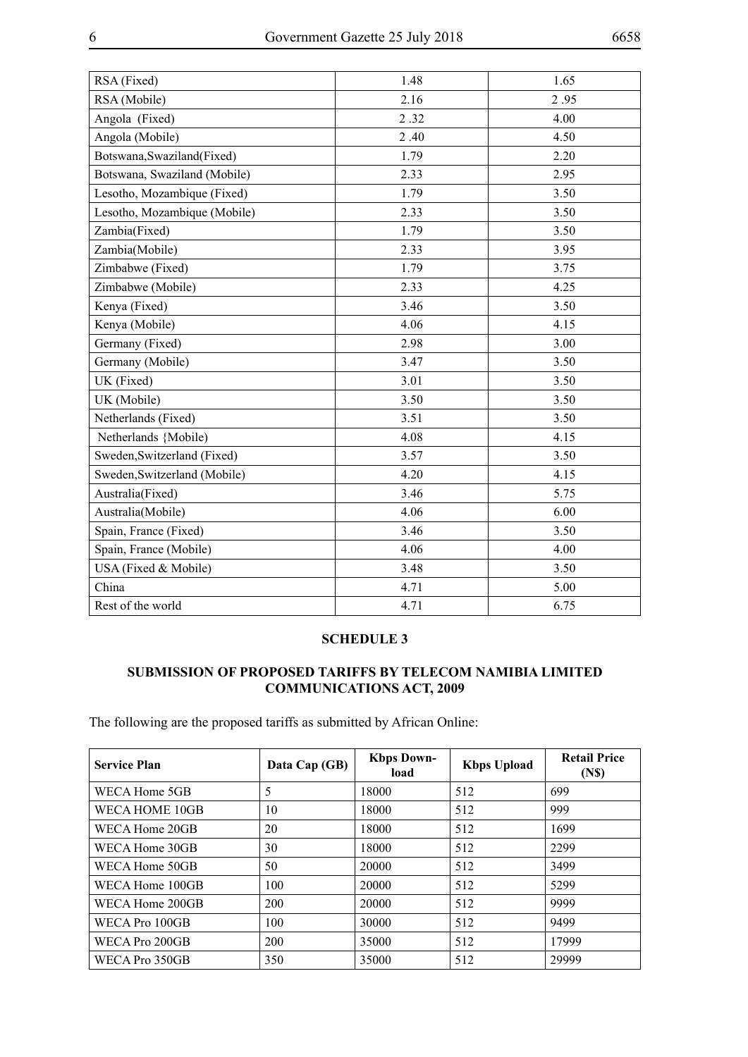| RSA (Fixed) | 1.48 | 1.65 |
|---|---|---|
| RSA (Mobile) | 2.16 | 2 .95 |
| Angola (Fixed) | 2 .32 | 4.00 |
| Angola (Mobile) | 2 .40 | 4.50 |
| Botswana,Swaziland(Fixed) | 1.79 | 2.20 |
| Botswana, Swaziland (Mobile) | 2.33 | 2.95 |
| Lesotho, Mozambique (Fixed) | 1.79 | 3.50 |
| Lesotho, Mozambique (Mobile) | 2.33 | 3.50 |
| Zambia(Fixed) | 1.79 | 3.50 |
| Zambia(Mobile) | 2.33 | 3.95 |
| Zimbabwe (Fixed) | 1.79 | 3.75 |
| Zimbabwe (Mobile) | 2.33 | 4.25 |
| Kenya (Fixed) | 3.46 | 3.50 |
| Kenya (Mobile) | 4.06 | 4.15 |
| Germany (Fixed) | 2.98 | 3.00 |
| Germany (Mobile) | 3.47 | 3.50 |
| UK (Fixed) | 3.01 | 3.50 |
| UK (Mobile) | 3.50 | 3.50 |
| Netherlands (Fixed) | 3.51 | 3.50 |
| Netherlands {Mobile) | 4.08 | 4.15 |
| Sweden,Switzerland (Fixed) | 3.57 | 3.50 |
| Sweden,Switzerland (Mobile) | 4.20 | 4.15 |
| Australia(Fixed) | 3.46 | 5.75 |
| Australia(Mobile) | 4.06 | 6.00 |
| Spain, France (Fixed) | 3.46 | 3.50 |
| Spain, France (Mobile) | 4.06 | 4.00 |
| USA (Fixed & Mobile) | 3.48 | 3.50 |
| China | 4.71 | 5.00 |
| Rest of the world | 4.71 | 6.75 |

## SCHEDULE 3

### SUBMISSION OF PROPOSED TARIFFS BY TELECOM NAMIBIA LIMITED COMMUNICATIONS ACT, 2009

The following are the proposed tariffs as submitted by African Online:

| Service Plan | Data Cap (GB) | Kbps Download | Kbps Upload | Retail Price (N$) |
|---|---|---|---|---|
| WECA Home 5GB | 5 | 18000 | 512 | 699 |
| WECA HOME 10GB | 10 | 18000 | 512 | 999 |
| WECA Home 20GB | 20 | 18000 | 512 | 1699 |
| WECA Home 30GB | 30 | 18000 | 512 | 2299 |
| WECA Home 50GB | 50 | 20000 | 512 | 3499 |
| WECA Home 100GB | 100 | 20000 | 512 | 5299 |
| WECA Home 200GB | 200 | 20000 | 512 | 9999 |
| WECA Pro 100GB | 100 | 30000 | 512 | 9499 |
| WECA Pro 200GB | 200 | 35000 | 512 | 17999 |
| WECA Pro 350GB | 350 | 35000 | 512 | 29999 |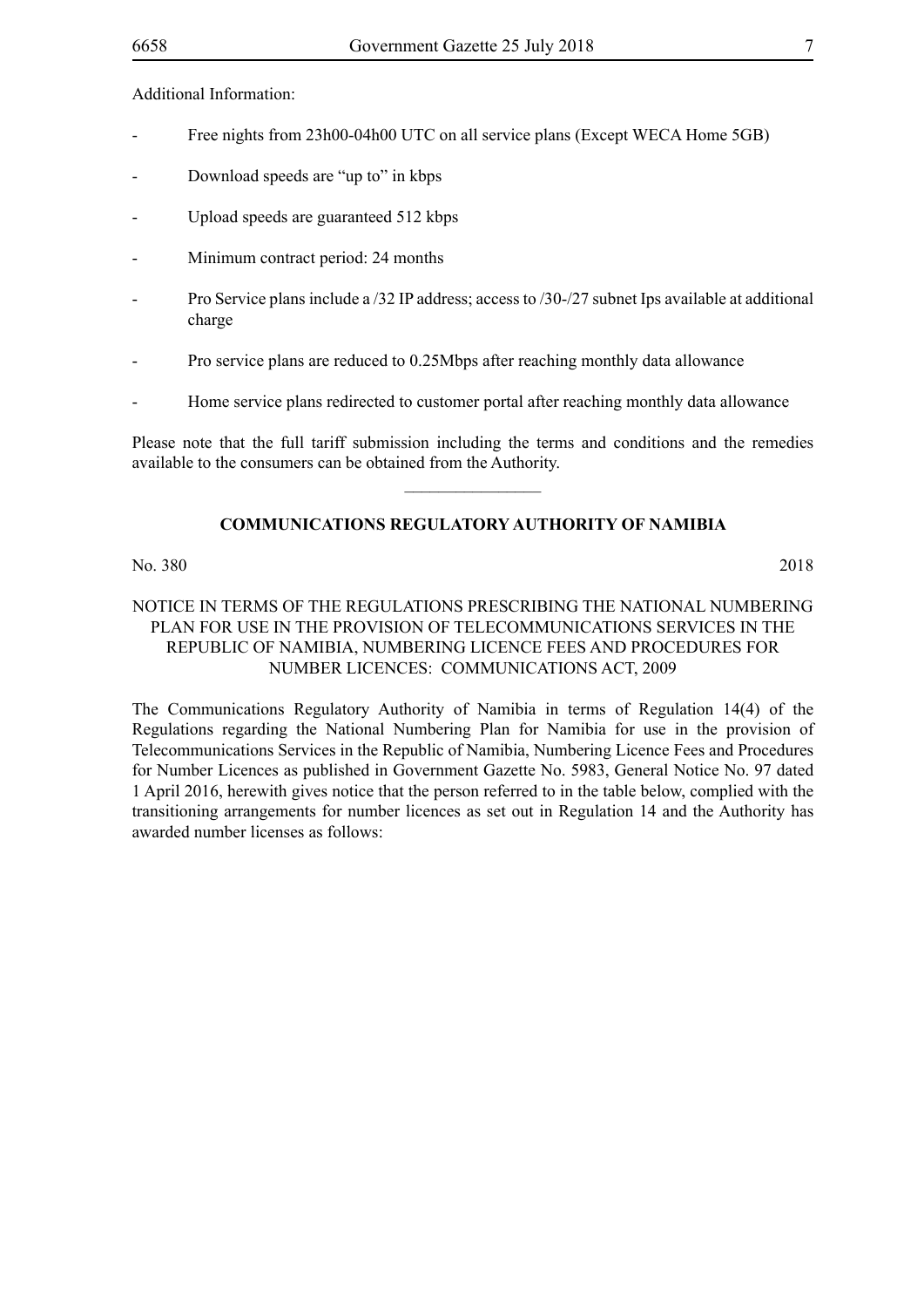Additional Information:

- Free nights from 23h00-04h00 UTC on all service plans (Except WECA Home 5GB)
- Download speeds are "up to" in kbps
- Upload speeds are guaranteed 512 kbps
- Minimum contract period: 24 months
- Pro Service plans include a /32 IP address; access to /30-/27 subnet Ips available at additional charge
- Pro service plans are reduced to 0.25Mbps after reaching monthly data allowance
- Home service plans redirected to customer portal after reaching monthly data allowance

Please note that the full tariff submission including the terms and conditions and the remedies available to the consumers can be obtained from the Authority.

---

**COMMUNICATIONS REGULATORY AUTHORITY OF NAMIBIA**

No. 380 2018

NOTICE IN TERMS OF THE REGULATIONS PRESCRIBING THE NATIONAL NUMBERING PLAN FOR USE IN THE PROVISION OF TELECOMMUNICATIONS SERVICES IN THE REPUBLIC OF NAMIBIA, NUMBERING LICENCE FEES AND PROCEDURES FOR NUMBER LICENCES: COMMUNICATIONS ACT, 2009

The Communications Regulatory Authority of Namibia in terms of Regulation 14(4) of the Regulations regarding the National Numbering Plan for Namibia for use in the provision of Telecommunications Services in the Republic of Namibia, Numbering Licence Fees and Procedures for Number Licences as published in Government Gazette No. 5983, General Notice No. 97 dated 1 April 2016, herewith gives notice that the person referred to in the table below, complied with the transitioning arrangements for number licences as set out in Regulation 14 and the Authority has awarded number licenses as follows: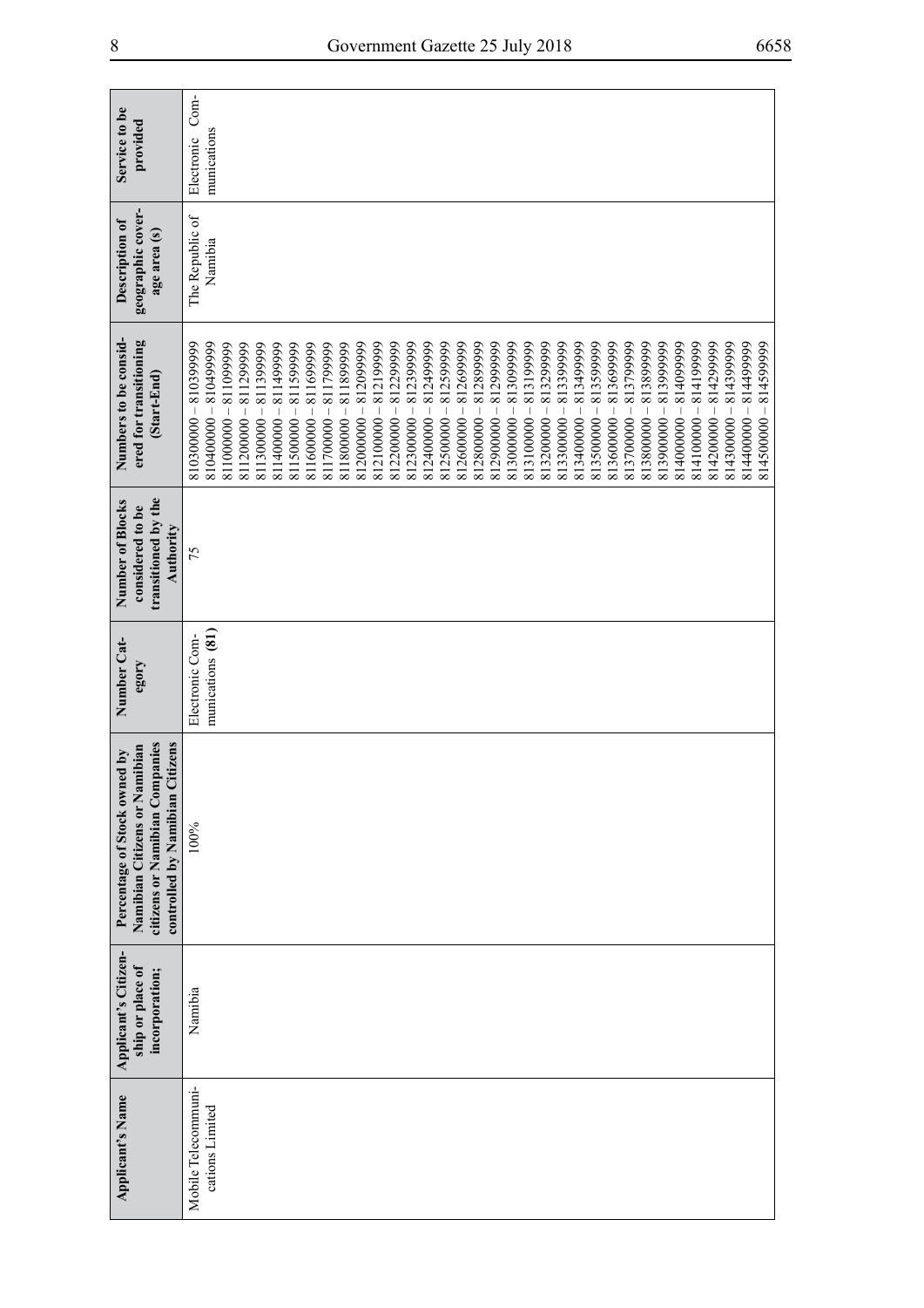| Applicant's Name | Applicant's Citizenship or place of incorporation; | Percentage of Stock owned by Namibian Citizens or Namibian citizens or Namibian Companies controlled by Namibian Citizens | Number Category | Number of Blocks considered to be transitioned by the Authority | Numbers to be considered for transitioning (Start-End) | Description of geographic coverage area (s) | Service to be provided |
|---|---|---|---|---|---|---|---|
| Mobile Telecommunications Limited | Namibia | 100% | Electronic Communications **(81)** | 75 | 810300000 – 810399999<br>810400000 – 810499999<br>811000000 – 811099999<br>811200000 – 811299999<br>811300000 – 811399999<br>811400000 – 811499999<br>811500000 – 811599999<br>811600000 – 811699999<br>811700000 – 811799999<br>811800000 – 811899999<br>812000000 – 812099999<br>812100000 – 812199999<br>812200000 – 812299999<br>812300000 – 812399999<br>812400000 – 812499999<br>812500000 – 812599999<br>812600000 – 812699999<br>812800000 – 812899999<br>812900000 – 812999999<br>813000000 – 813099999<br>813100000 – 813199999<br>813200000 – 813299999<br>813300000 – 813399999<br>813400000 – 813499999<br>813500000 – 813599999<br>813600000 – 813699999<br>813700000 – 813799999<br>813800000 – 813899999<br>813900000 – 813999999<br>814000000 – 814099999<br>814100000 – 814199999<br>814200000 – 814299999<br>814300000 – 814399999<br>814400000 – 814499999<br>814500000 – 814599999 | The Republic of Namibia | Electronic Communications |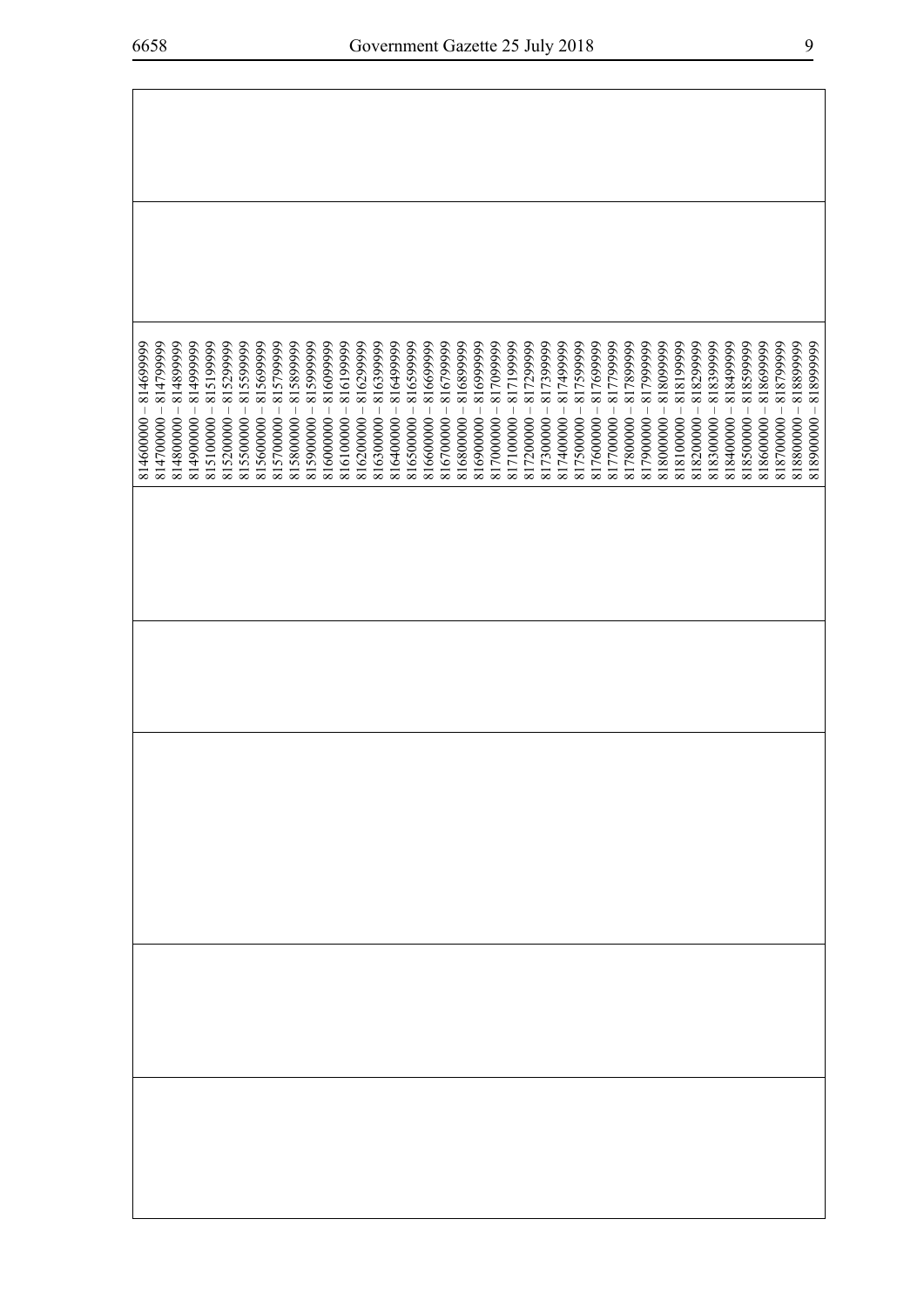| | | | | | | | |
|---|---|---|---|---|---|---|---|
| | | 814600000 – 814699999<br>814700000 – 814799999<br>814800000 – 814899999<br>814900000 – 814999999<br>815100000 – 815199999<br>815200000 – 815299999<br>815500000 – 815599999<br>815600000 – 815699999<br>815700000 – 815799999<br>815800000 – 815899999<br>815900000 – 815999999<br>816000000 – 816099999<br>816100000 – 816199999<br>816200000 – 816299999<br>816300000 – 816399999<br>816400000 – 816499999<br>816500000 – 816599999<br>816600000 – 816699999<br>816700000 – 816799999<br>816800000 – 816899999<br>816900000 – 816999999<br>817000000 – 817099999<br>817100000 – 817199999<br>817200000 – 817299999<br>817300000 – 817399999<br>817400000 – 817499999<br>817500000 – 817599999<br>817600000 – 817699999<br>817700000 – 817799999<br>817800000 – 817899999<br>817900000 – 817999999<br>818000000 – 818099999<br>818100000 – 818199999<br>818200000 – 818299999<br>818300000 – 818399999<br>818400000 – 818499999<br>818500000 – 818599999<br>818600000 – 818699999<br>818700000 – 818799999<br>818800000 – 818899999<br>818900000 – 818999999 | | | | | |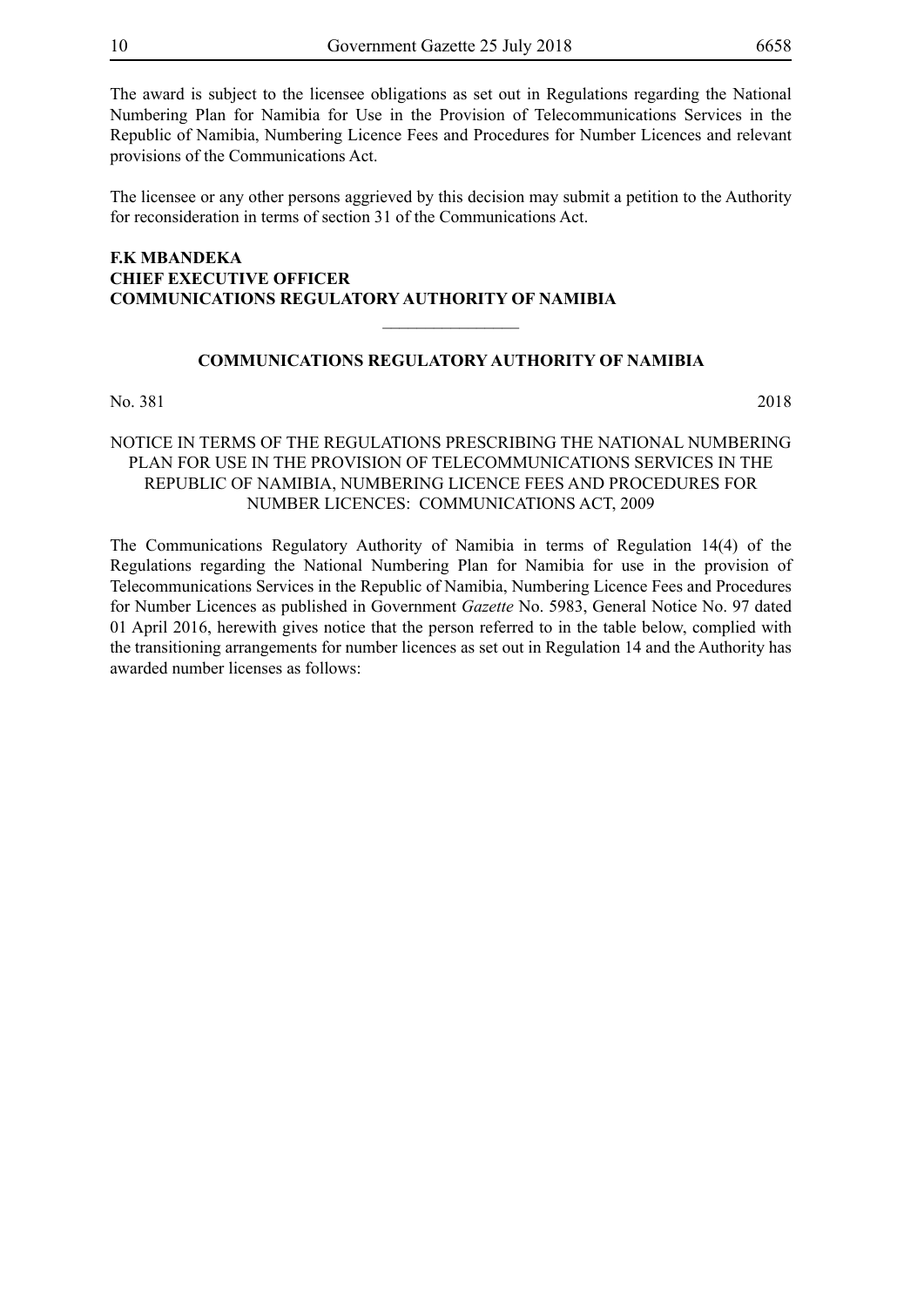The award is subject to the licensee obligations as set out in Regulations regarding the National Numbering Plan for Namibia for Use in the Provision of Telecommunications Services in the Republic of Namibia, Numbering Licence Fees and Procedures for Number Licences and relevant provisions of the Communications Act.

The licensee or any other persons aggrieved by this decision may submit a petition to the Authority for reconsideration in terms of section 31 of the Communications Act.

**F.K MBANDEKA**
**CHIEF EXECUTIVE OFFICER**
**COMMUNICATIONS REGULATORY AUTHORITY OF NAMIBIA**

________________

## COMMUNICATIONS REGULATORY AUTHORITY OF NAMIBIA

No. 381 2018

NOTICE IN TERMS OF THE REGULATIONS PRESCRIBING THE NATIONAL NUMBERING PLAN FOR USE IN THE PROVISION OF TELECOMMUNICATIONS SERVICES IN THE REPUBLIC OF NAMIBIA, NUMBERING LICENCE FEES AND PROCEDURES FOR NUMBER LICENCES: COMMUNICATIONS ACT, 2009

The Communications Regulatory Authority of Namibia in terms of Regulation 14(4) of the Regulations regarding the National Numbering Plan for Namibia for use in the provision of Telecommunications Services in the Republic of Namibia, Numbering Licence Fees and Procedures for Number Licences as published in Government *Gazette* No. 5983, General Notice No. 97 dated 01 April 2016, herewith gives notice that the person referred to in the table below, complied with the transitioning arrangements for number licences as set out in Regulation 14 and the Authority has awarded number licenses as follows: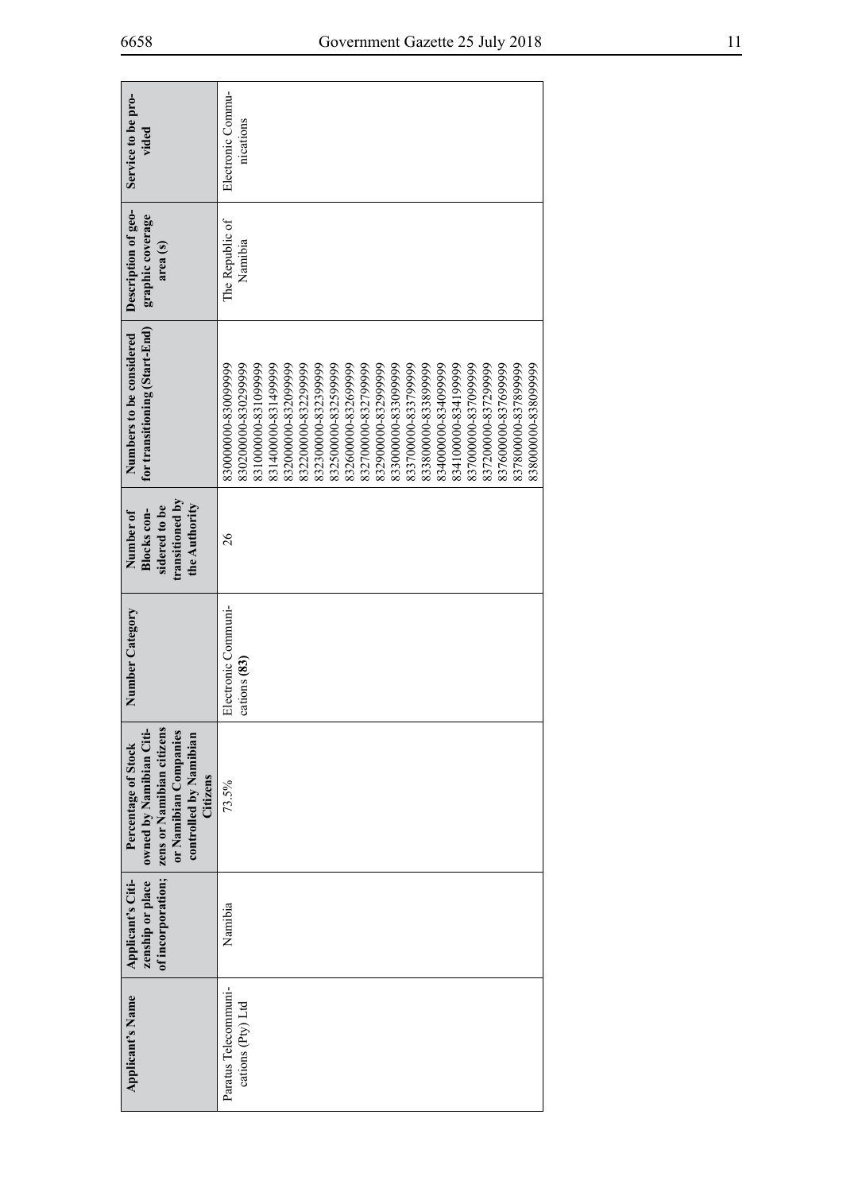| Applicant's Name | Applicant's Citizenship or place of incorporation; | Percentage of Stock owned by Namibian Citizens or Namibian citizens or Namibian Companies controlled by Namibian Citizens | Number Category | Number of Blocks considered to be transitioned by the Authority | Numbers to be considered for transitioning (Start-End) | Description of geographic coverage area (s) | Service to be provided |
|---|---|---|---|---|---|---|---|
| Paratus Telecommunications (Pty) Ltd | Namibia | 73.5% | Electronic Communications **(83)** | 26 | 830000000-830099999<br>830200000-830299999<br>831000000-831099999<br>831400000-831499999<br>832000000-832099999<br>832200000-832299999<br>832300000-832399999<br>832500000-832599999<br>832600000-832699999<br>832700000-832799999<br>832900000-832999999<br>833000000-833099999<br>833700000-833799999<br>833800000-833899999<br>834000000-834099999<br>834100000-834199999<br>837000000-837099999<br>837200000-837299999<br>837600000-837699999<br>837800000-837899999<br>838000000-838099999 | The Republic of Namibia | Electronic Communications |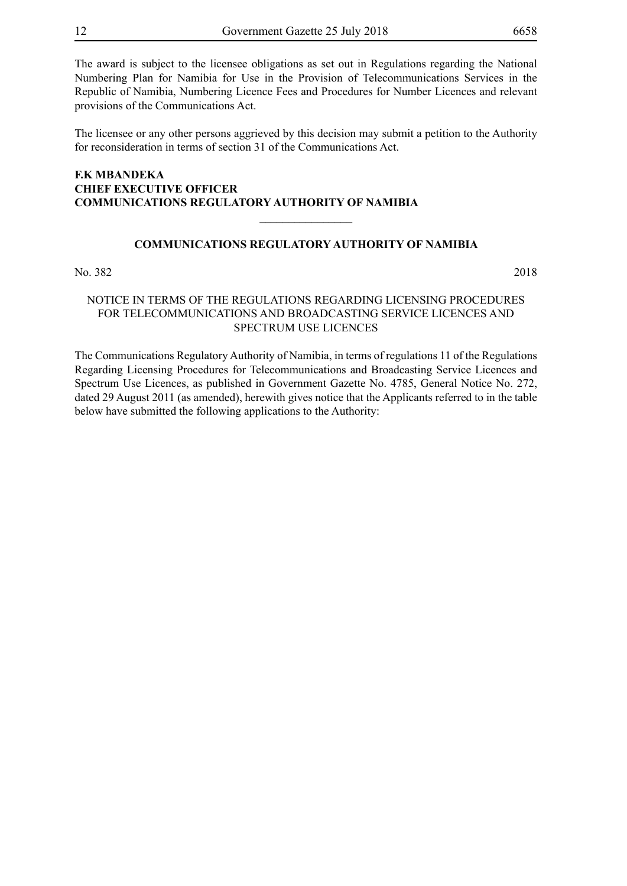The award is subject to the licensee obligations as set out in Regulations regarding the National Numbering Plan for Namibia for Use in the Provision of Telecommunications Services in the Republic of Namibia, Numbering Licence Fees and Procedures for Number Licences and relevant provisions of the Communications Act.

The licensee or any other persons aggrieved by this decision may submit a petition to the Authority for reconsideration in terms of section 31 of the Communications Act.

**F.K MBANDEKA**
**CHIEF EXECUTIVE OFFICER**
**COMMUNICATIONS REGULATORY AUTHORITY OF NAMIBIA**

---

**COMMUNICATIONS REGULATORY AUTHORITY OF NAMIBIA**

No. 382 2018

NOTICE IN TERMS OF THE REGULATIONS REGARDING LICENSING PROCEDURES FOR TELECOMMUNICATIONS AND BROADCASTING SERVICE LICENCES AND SPECTRUM USE LICENCES

The Communications Regulatory Authority of Namibia, in terms of regulations 11 of the Regulations Regarding Licensing Procedures for Telecommunications and Broadcasting Service Licences and Spectrum Use Licences, as published in Government Gazette No. 4785, General Notice No. 272, dated 29 August 2011 (as amended), herewith gives notice that the Applicants referred to in the table below have submitted the following applications to the Authority: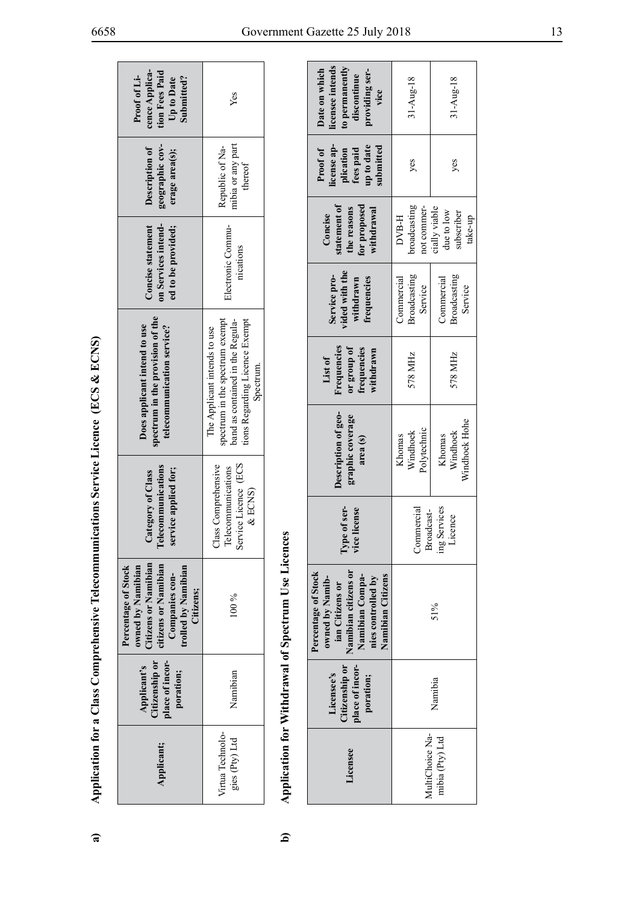a) **Application for a Class Comprehensive Telecommunications Service Licence (ECS & ECNS)**

| Applicant; | Applicant's Citizenship or place of incorporation; | Percentage of Stock owned by Namibian Citizens or Namibian citizens or Namibian Companies controlled by Namibian Citizens; | Category of Class Telecommunications service applied for; | Does applicant intend to use spectrum in the provision of the telecommunication service? | Concise statement on Services intended to be provided; | Description of geographic coverage area(s); | Proof of Licence Application Fees Paid Up to Date Submitted? |
|---|---|---|---|---|---|---|---|
| Virtua Technologies (Pty) Ltd | Namibian | 100 % | Class Comprehensive Telecommunications Service Licence (ECS & ECNS) | The Applicant intends to use spectrum in the spectrum exempt band as contained in the Regulations Regarding Licence Exempt Spectrum. | Electronic Communications | Republic of Namibia or any part thereof | Yes |

b) **Application for Withdrawal of Spectrum Use Licences**

| Licensee | Licensee's Citizenship or place of incorporation; | Percentage of Stock owned by Namibian Citizens or Namibian citizens or Namibian Companies controlled by Namibian Citizens | Type of service license | Description of geographic coverage area (s) | List of Frequencies or group of frequencies withdrawn | Service provided with the withdrawn frequencies | Concise statement of the reasons for proposed withdrawal | Proof of license application fees paid up to date submitted | Date on which licensee intends to permanently discontinue providing service |
|---|---|---|---|---|---|---|---|---|---|
| MultiChoice Namibia (Pty) Ltd | Namibia | 51% | Commercial Broadcasting Services Licence | Khomas Windhoek Polytechnic | 578 MHz | Commercial Broadcasting Service | DVB-H broadcasting not commercially viable due to low subscriber take-up | yes | 31-Aug-18 |
| | | | | Khomas Windhoek Windhoek Hohe | 578 MHz | Commercial Broadcasting Service | | yes | 31-Aug-18 |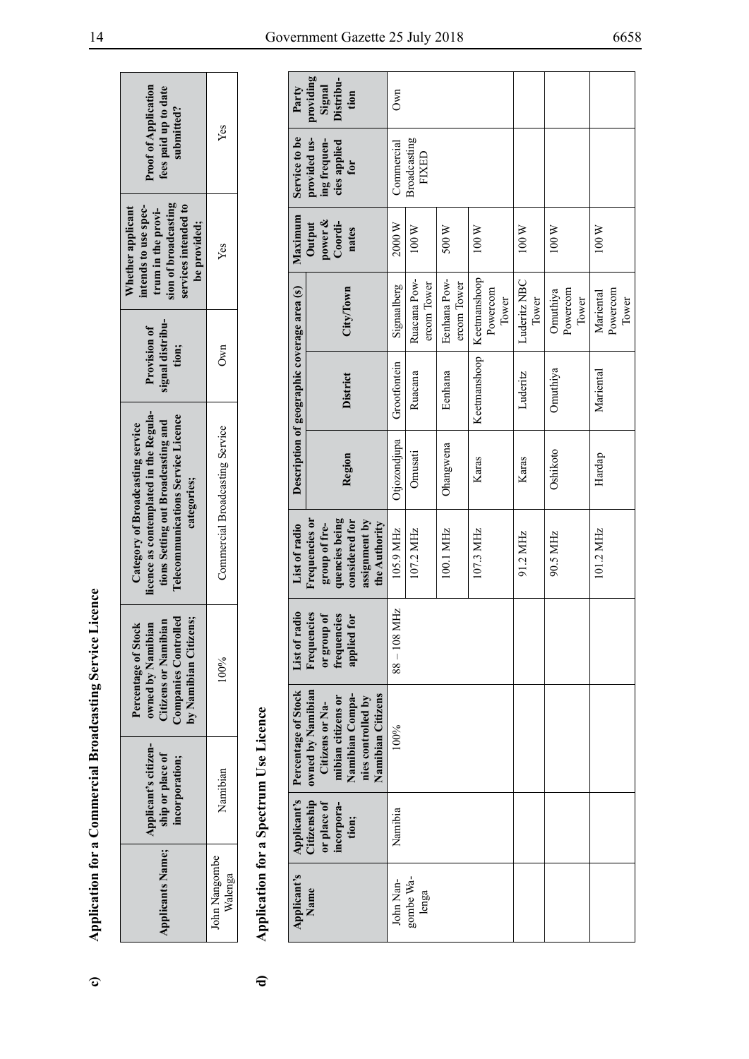**c) Application for a Commercial Broadcasting Service Licence**

| Applicants Name; | Applicant's citizenship or place of incorporation; | Percentage of Stock owned by Namibian Citizens or Namibian Companies Controlled by Namibian Citizens; | Category of Broadcasting service licence as contemplated in the Regulations Setting out Broadcasting and Telecommunications Service Licence categories; | Provision of signal distribution; | Whether applicant intends to use spectrum in the provision of broadcasting services intended to be provided; | Proof of Application fees paid up to date submitted? |
|---|---|---|---|---|---|---|
| John Nangombe Walenga | Namibian | 100% | Commercial Broadcasting Service | Own | Yes | Yes |

**d) Application for a Spectrum Use Licence**

| Applicant's Name | Applicant's Citizenship or place of incorporation; | Percentage of Stock owned by Namibian Citizens or Namibian citizens or Namibian Companies controlled by Namibian Citizens | List of radio Frequencies or group of frequencies applied for | List of radio Frequencies or group of frequencies being considered for assignment by the Authority | Description of geographic coverage area (s) | | | Maximum Output power & Coordinates | Service to be provided using frequencies applied for | Party providing Signal Distribution |
|---|---|---|---|---|---|---|---|---|---|---|
| | | | | | Region | District | City/Town | | | |
| John Nangombe Walenga | Namibia | 100% | 88 – 108 MHz | 105.9 MHz | Otjozondjupa | Grootfontein | Signaalberg | 2000 W | Commercial Broadcasting FIXED | Own |
| | | | | 107.2 MHz | Omusati | Ruacana | Ruacana Powercom Tower | 100 W | | |
| | | | | 100.1 MHz | Ohangwena | Eenhana | Eenhana Powercom Tower | 500 W | | |
| | | | | 107.3 MHz | Karas | Keetmanshoop | Keetmanshoop Powercom Tower | 100 W | | |
| | | | | 91.2 MHz | Karas | Luderitz | Luderitz NBC Tower | 100 W | | |
| | | | | 90.5 MHz | Oshikoto | Omuthiya | Omuthiya Powercom Tower | 100 W | | |
| | | | | 101.2 MHz | Hardap | Mariental | Mariental Powercom Tower | 100 W | | |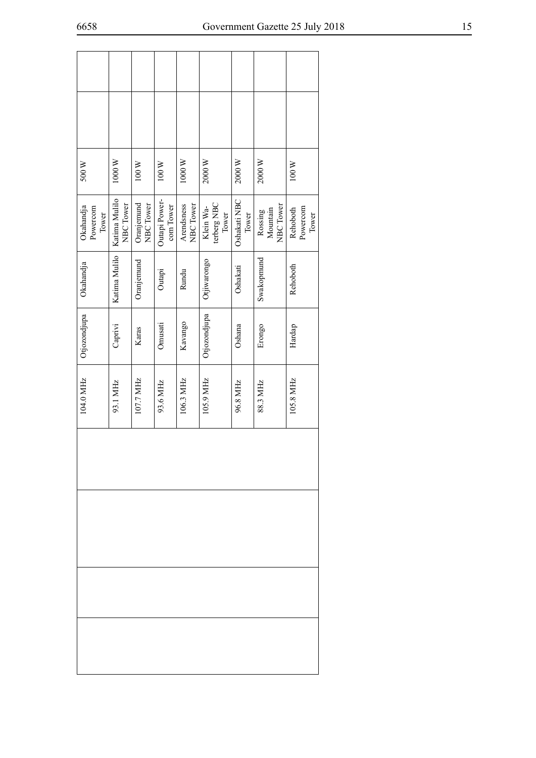| | | | | | | | | |
|---|---|---|---|---|---|---|---|---|
| | | | 104.0 MHz | Otjozondjupa | Okahandja | Okahandja Powercom Tower | 500 W | | |
| | | | 93.1 MHz | Caprivi | Katima Mulilo | Katima Mulilo NBC Tower | 1000 W | | |
| | | | 107.7 MHz | Karas | Oranjemund | Oranjemund NBC Tower | 100 W | | |
| | | | 93.6 MHz | Omusati | Outapi | Outapi Powercom Tower | 100 W | | |
| | | | 106.3 MHz | Kavango | Rundu | Arendsness NBC Tower | 1000 W | | |
| | | | 105.9 MHz | Otjozondjupa | Otjiwarongo | Klein Waterberg NBC Tower | 2000 W | | |
| | | | 96.8 MHz | Oshana | Oshakati | Oshakati NBC Tower | 2000 W | | |
| | | | 88.3 MHz | Erongo | Swakopmund | Rossing Mountain NBC Tower | 2000 W | | |
| | | | 105.8 MHz | Hardap | Rehoboth | Rehoboth Powercom Tower | 100 W | | |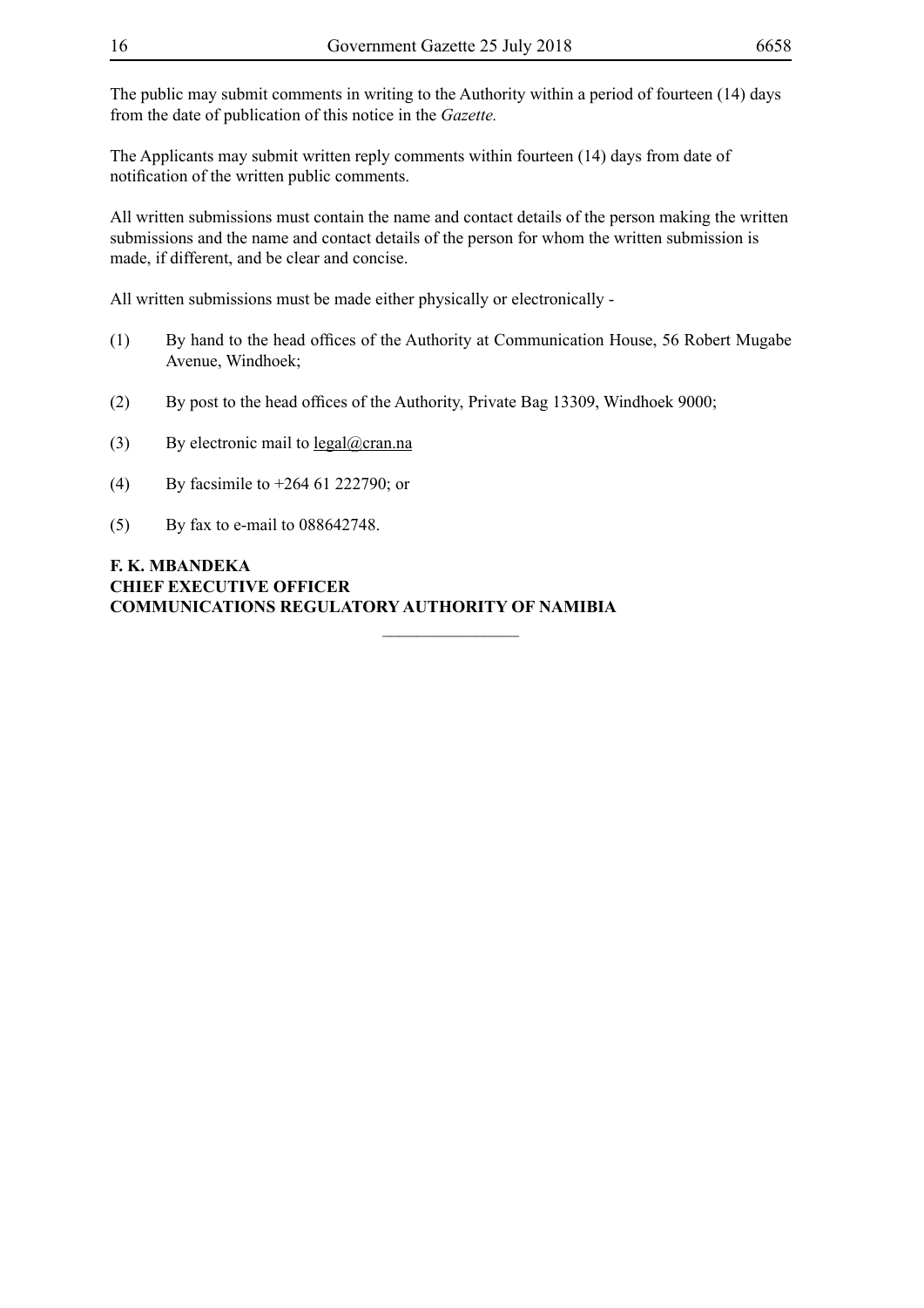The public may submit comments in writing to the Authority within a period of fourteen (14) days from the date of publication of this notice in the *Gazette.*

The Applicants may submit written reply comments within fourteen (14) days from date of notification of the written public comments.

All written submissions must contain the name and contact details of the person making the written submissions and the name and contact details of the person for whom the written submission is made, if different, and be clear and concise.

All written submissions must be made either physically or electronically -

(1) By hand to the head offices of the Authority at Communication House, 56 Robert Mugabe Avenue, Windhoek;

(2) By post to the head offices of the Authority, Private Bag 13309, Windhoek 9000;

(3) By electronic mail to legal@cran.na

(4) By facsimile to +264 61 222790; or

(5) By fax to e-mail to 088642748.

**F. K. MBANDEKA**
**CHIEF EXECUTIVE OFFICER**
**COMMUNICATIONS REGULATORY AUTHORITY OF NAMIBIA**

________________